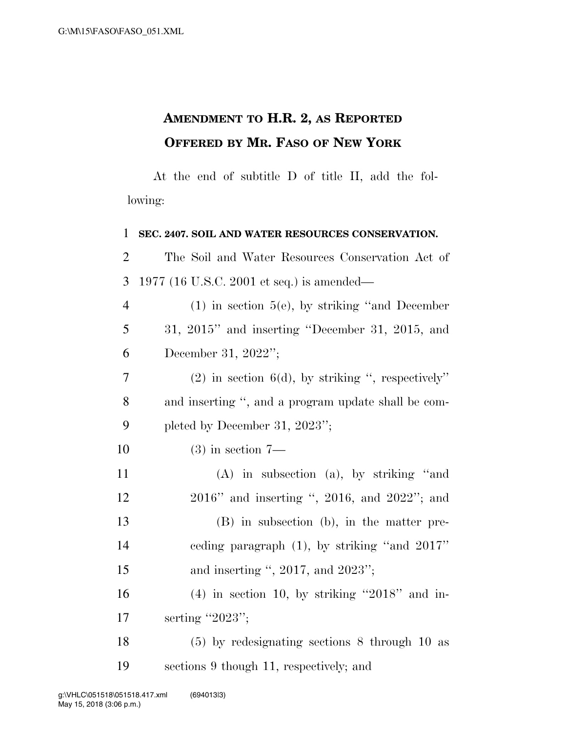# AMENDMENT TO H.R. 2, AS REPORTED
# OFFERED BY MR. FASO OF NEW YORK

At the end of subtitle D of title II, add the following:

**SEC. 2407. SOIL AND WATER RESOURCES CONSERVATION.**

The Soil and Water Resources Conservation Act of 1977 (16 U.S.C. 2001 et seq.) is amended—

(1) in section 5(e), by striking ''and December 31, 2015'' and inserting ''December 31, 2015, and December 31, 2022'';

(2) in section 6(d), by striking '', respectively'' and inserting '', and a program update shall be completed by December 31, 2023'';

(3) in section 7—

(A) in subsection (a), by striking ''and 2016'' and inserting '', 2016, and 2022''; and

(B) in subsection (b), in the matter preceding paragraph (1), by striking ''and 2017'' and inserting '', 2017, and 2023'';

(4) in section 10, by striking ''2018'' and inserting ''2023'';

(5) by redesignating sections 8 through 10 as sections 9 though 11, respectively; and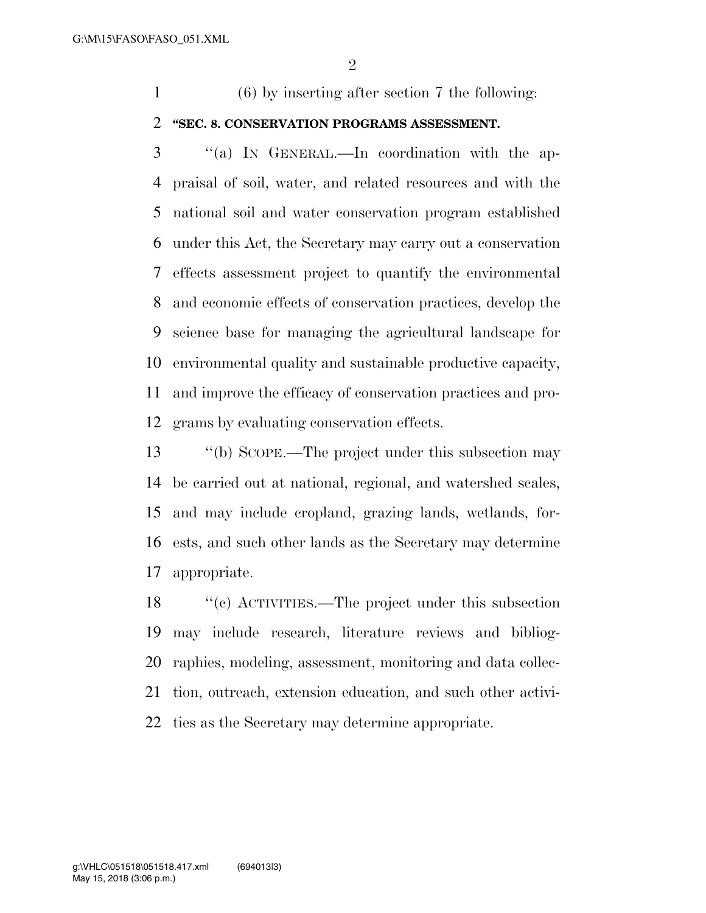(6) by inserting after section 7 the following:

**"SEC. 8. CONSERVATION PROGRAMS ASSESSMENT.**

"(a) IN GENERAL.—In coordination with the appraisal of soil, water, and related resources and with the national soil and water conservation program established under this Act, the Secretary may carry out a conservation effects assessment project to quantify the environmental and economic effects of conservation practices, develop the science base for managing the agricultural landscape for environmental quality and sustainable productive capacity, and improve the efficacy of conservation practices and programs by evaluating conservation effects.

"(b) SCOPE.—The project under this subsection may be carried out at national, regional, and watershed scales, and may include cropland, grazing lands, wetlands, forests, and such other lands as the Secretary may determine appropriate.

"(c) ACTIVITIES.—The project under this subsection may include research, literature reviews and bibliographies, modeling, assessment, monitoring and data collection, outreach, extension education, and such other activities as the Secretary may determine appropriate.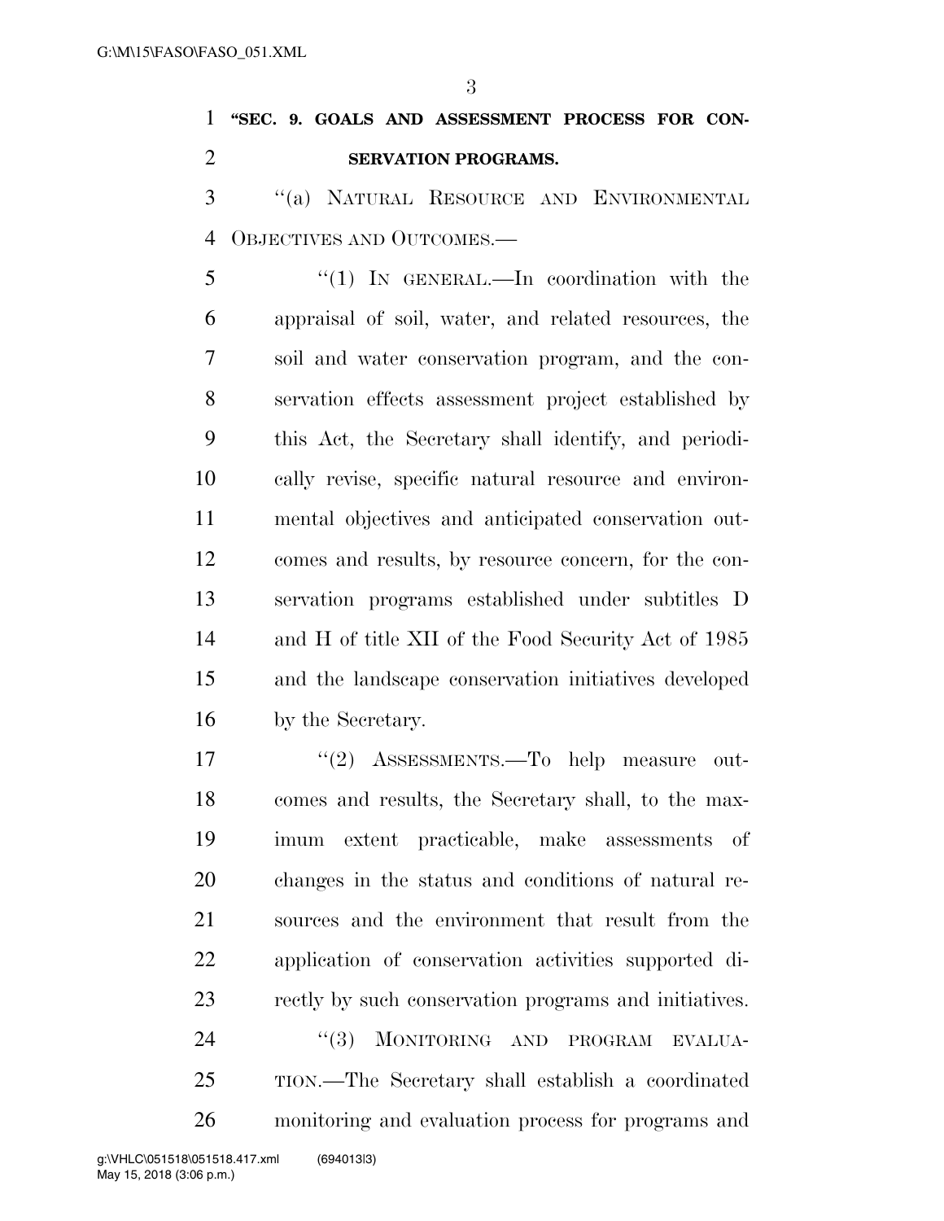**"SEC. 9. GOALS AND ASSESSMENT PROCESS FOR CONSERVATION PROGRAMS.**

"(a) NATURAL RESOURCE AND ENVIRONMENTAL OBJECTIVES AND OUTCOMES.—

"(1) IN GENERAL.—In coordination with the appraisal of soil, water, and related resources, the soil and water conservation program, and the conservation effects assessment project established by this Act, the Secretary shall identify, and periodically revise, specific natural resource and environmental objectives and anticipated conservation outcomes and results, by resource concern, for the conservation programs established under subtitles D and H of title XII of the Food Security Act of 1985 and the landscape conservation initiatives developed by the Secretary.

"(2) ASSESSMENTS.—To help measure outcomes and results, the Secretary shall, to the maximum extent practicable, make assessments of changes in the status and conditions of natural resources and the environment that result from the application of conservation activities supported directly by such conservation programs and initiatives.

"(3) MONITORING AND PROGRAM EVALUATION.—The Secretary shall establish a coordinated monitoring and evaluation process for programs and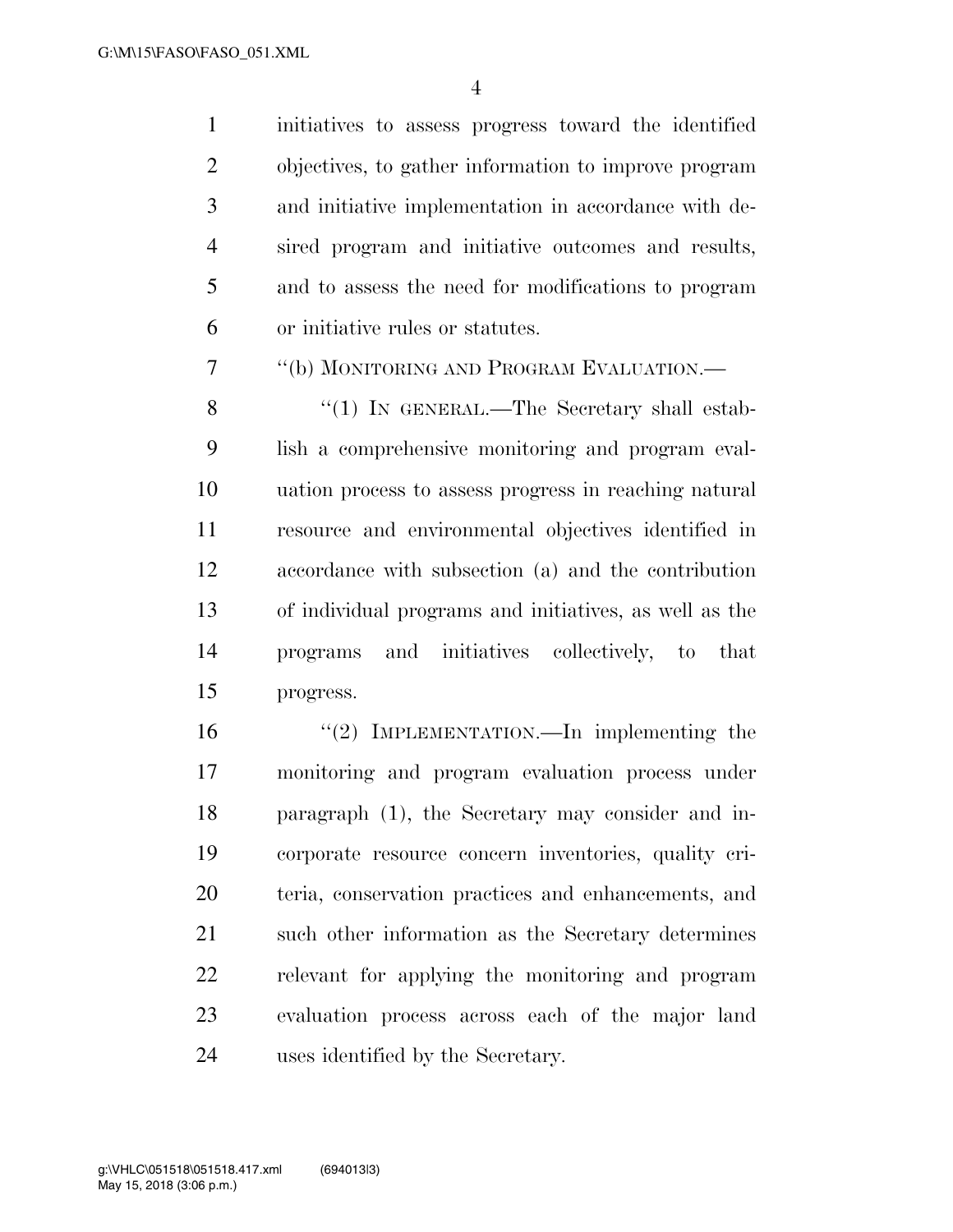initiatives to assess progress toward the identified objectives, to gather information to improve program and initiative implementation in accordance with desired program and initiative outcomes and results, and to assess the need for modifications to program or initiative rules or statutes.

''(b) MONITORING AND PROGRAM EVALUATION.—

''(1) IN GENERAL.—The Secretary shall establish a comprehensive monitoring and program evaluation process to assess progress in reaching natural resource and environmental objectives identified in accordance with subsection (a) and the contribution of individual programs and initiatives, as well as the programs and initiatives collectively, to that progress.

''(2) IMPLEMENTATION.—In implementing the monitoring and program evaluation process under paragraph (1), the Secretary may consider and incorporate resource concern inventories, quality criteria, conservation practices and enhancements, and such other information as the Secretary determines relevant for applying the monitoring and program evaluation process across each of the major land uses identified by the Secretary.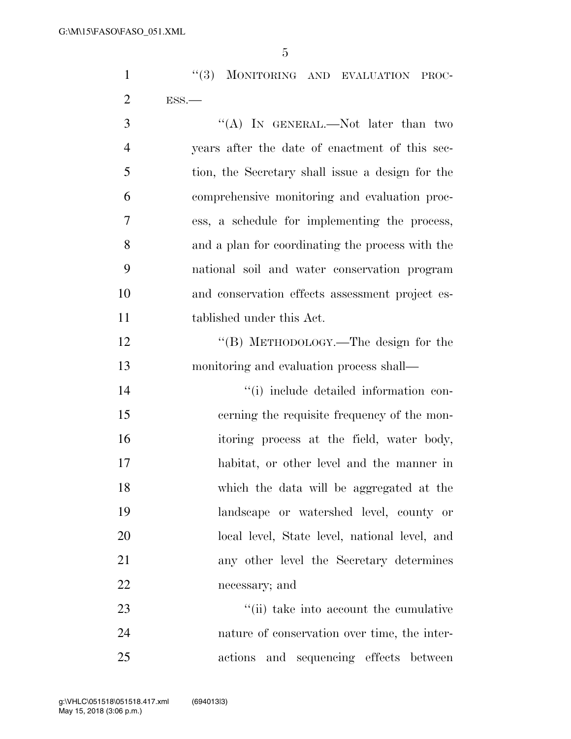"(3) MONITORING AND EVALUATION PROCESS.—

"(A) IN GENERAL.—Not later than two years after the date of enactment of this section, the Secretary shall issue a design for the comprehensive monitoring and evaluation process, a schedule for implementing the process, and a plan for coordinating the process with the national soil and water conservation program and conservation effects assessment project established under this Act.

"(B) METHODOLOGY.—The design for the monitoring and evaluation process shall—

"(i) include detailed information concerning the requisite frequency of the monitoring process at the field, water body, habitat, or other level and the manner in which the data will be aggregated at the landscape or watershed level, county or local level, State level, national level, and any other level the Secretary determines necessary; and

"(ii) take into account the cumulative nature of conservation over time, the interactions and sequencing effects between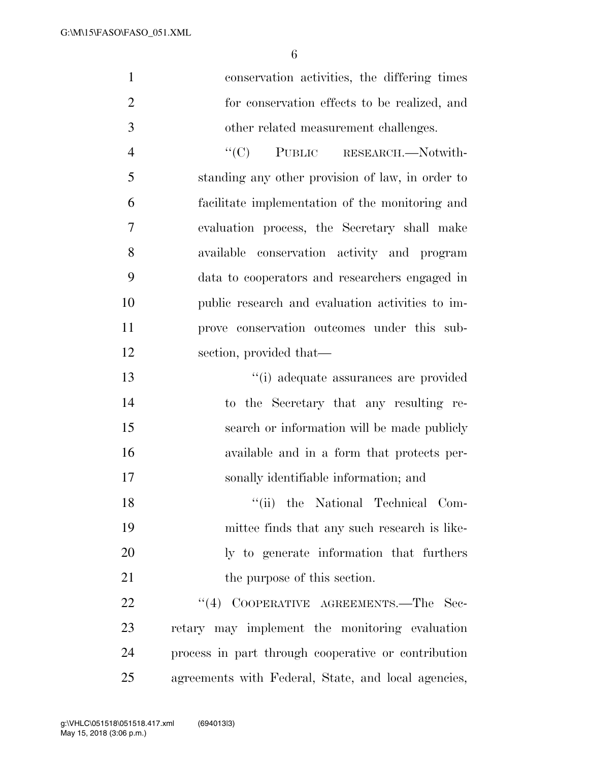conservation activities, the differing times for conservation effects to be realized, and other related measurement challenges.

''(C) PUBLIC RESEARCH.—Notwithstanding any other provision of law, in order to facilitate implementation of the monitoring and evaluation process, the Secretary shall make available conservation activity and program data to cooperators and researchers engaged in public research and evaluation activities to improve conservation outcomes under this subsection, provided that—

''(i) adequate assurances are provided to the Secretary that any resulting research or information will be made publicly available and in a form that protects personally identifiable information; and

''(ii) the National Technical Committee finds that any such research is likely to generate information that furthers the purpose of this section.

''(4) COOPERATIVE AGREEMENTS.—The Secretary may implement the monitoring evaluation process in part through cooperative or contribution agreements with Federal, State, and local agencies,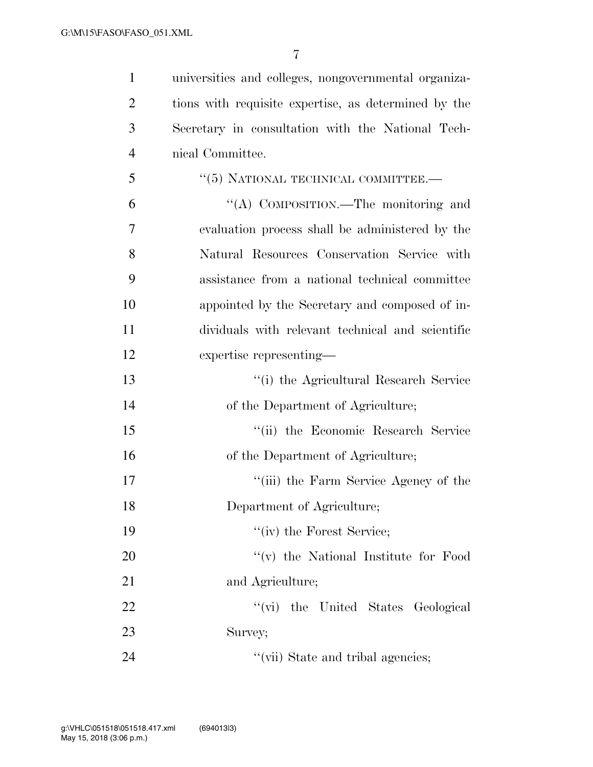universities and colleges, nongovernmental organizations with requisite expertise, as determined by the Secretary in consultation with the National Technical Committee.

"(5) NATIONAL TECHNICAL COMMITTEE.—

"(A) COMPOSITION.—The monitoring and evaluation process shall be administered by the Natural Resources Conservation Service with assistance from a national technical committee appointed by the Secretary and composed of individuals with relevant technical and scientific expertise representing—

"(i) the Agricultural Research Service of the Department of Agriculture;

"(ii) the Economic Research Service of the Department of Agriculture;

"(iii) the Farm Service Agency of the Department of Agriculture;

"(iv) the Forest Service;

"(v) the National Institute for Food and Agriculture;

"(vi) the United States Geological Survey;

"(vii) State and tribal agencies;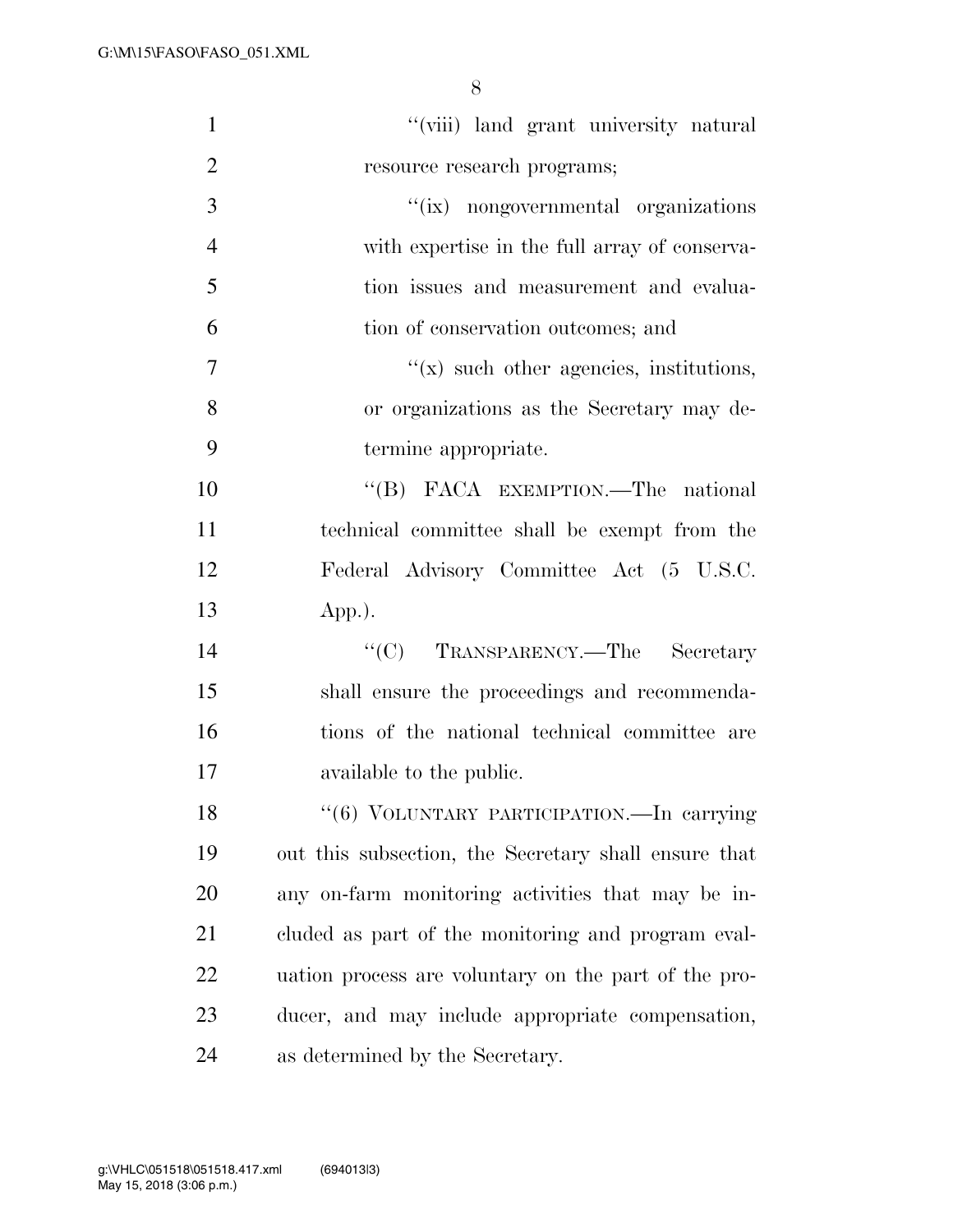"(viii) land grant university natural resource research programs;

"(ix) nongovernmental organizations with expertise in the full array of conservation issues and measurement and evaluation of conservation outcomes; and

"(x) such other agencies, institutions, or organizations as the Secretary may determine appropriate.

"(B) FACA EXEMPTION.—The national technical committee shall be exempt from the Federal Advisory Committee Act (5 U.S.C. App.).

"(C) TRANSPARENCY.—The Secretary shall ensure the proceedings and recommendations of the national technical committee are available to the public.

"(6) VOLUNTARY PARTICIPATION.—In carrying out this subsection, the Secretary shall ensure that any on-farm monitoring activities that may be included as part of the monitoring and program evaluation process are voluntary on the part of the producer, and may include appropriate compensation, as determined by the Secretary.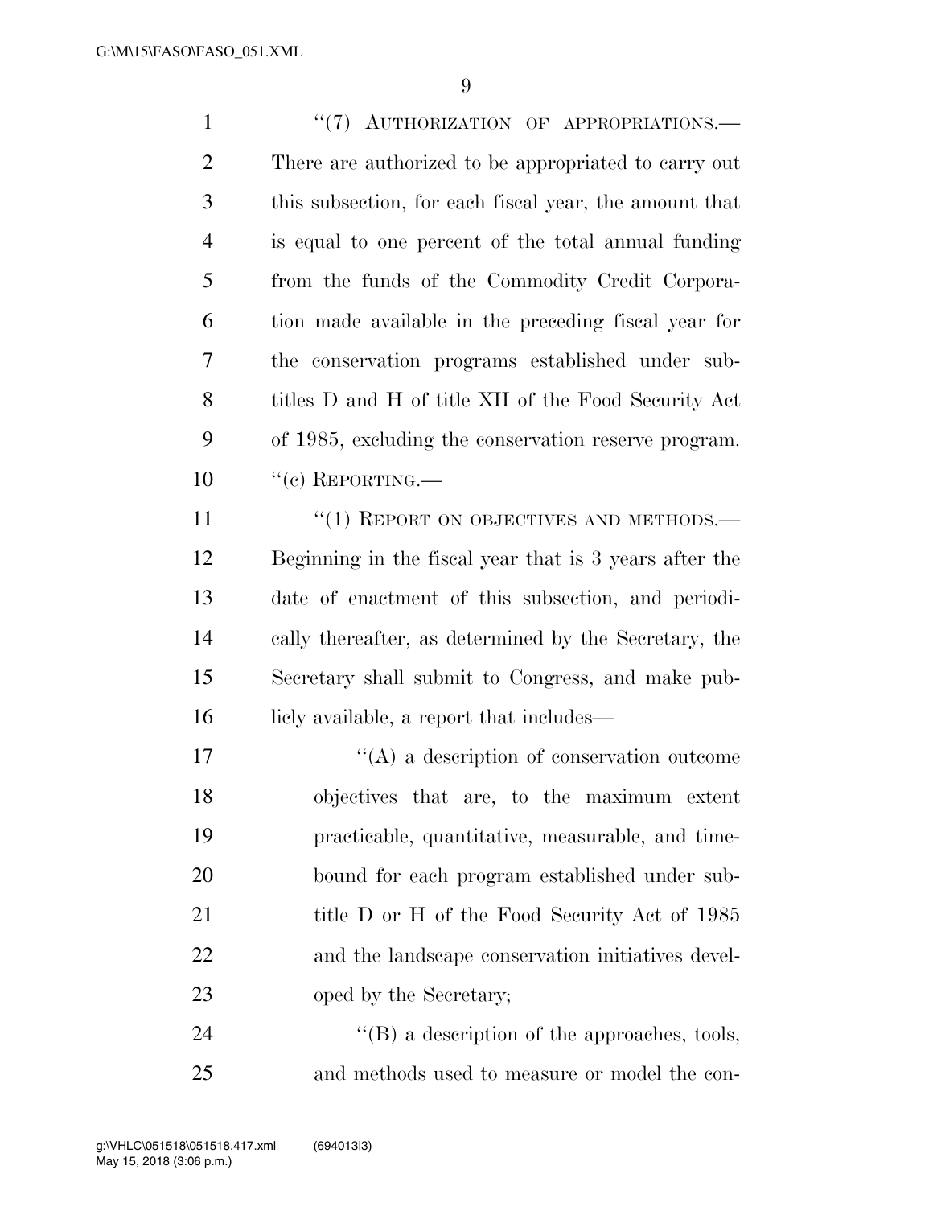"(7) AUTHORIZATION OF APPROPRIATIONS.— There are authorized to be appropriated to carry out this subsection, for each fiscal year, the amount that is equal to one percent of the total annual funding from the funds of the Commodity Credit Corporation made available in the preceding fiscal year for the conservation programs established under subtitles D and H of title XII of the Food Security Act of 1985, excluding the conservation reserve program.

"(c) REPORTING.—

"(1) REPORT ON OBJECTIVES AND METHODS.— Beginning in the fiscal year that is 3 years after the date of enactment of this subsection, and periodically thereafter, as determined by the Secretary, the Secretary shall submit to Congress, and make publicly available, a report that includes—

"(A) a description of conservation outcome objectives that are, to the maximum extent practicable, quantitative, measurable, and time-bound for each program established under subtitle D or H of the Food Security Act of 1985 and the landscape conservation initiatives developed by the Secretary;

"(B) a description of the approaches, tools, and methods used to measure or model the con-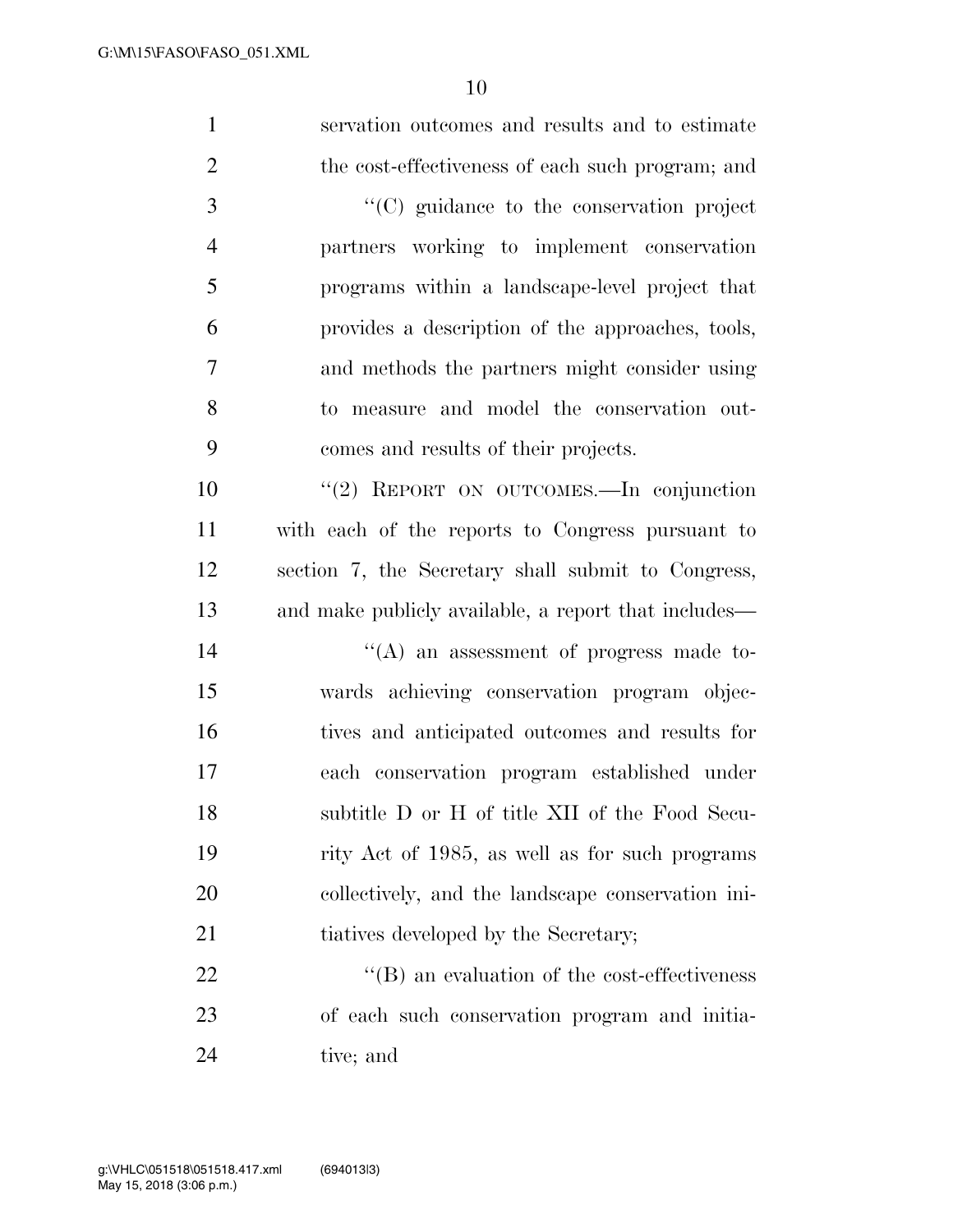servation outcomes and results and to estimate the cost-effectiveness of each such program; and

"(C) guidance to the conservation project partners working to implement conservation programs within a landscape-level project that provides a description of the approaches, tools, and methods the partners might consider using to measure and model the conservation outcomes and results of their projects.

"(2) REPORT ON OUTCOMES.—In conjunction with each of the reports to Congress pursuant to section 7, the Secretary shall submit to Congress, and make publicly available, a report that includes—

"(A) an assessment of progress made towards achieving conservation program objectives and anticipated outcomes and results for each conservation program established under subtitle D or H of title XII of the Food Security Act of 1985, as well as for such programs collectively, and the landscape conservation initiatives developed by the Secretary;

"(B) an evaluation of the cost-effectiveness of each such conservation program and initiative; and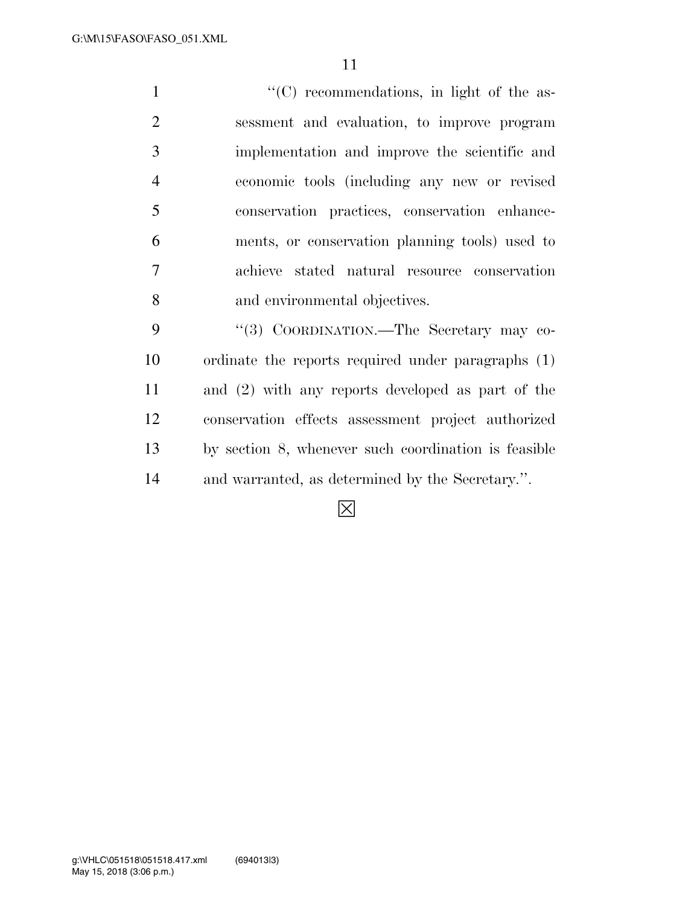''(C) recommendations, in light of the assessment and evaluation, to improve program implementation and improve the scientific and economic tools (including any new or revised conservation practices, conservation enhancements, or conservation planning tools) used to achieve stated natural resource conservation and environmental objectives.

''(3) COORDINATION.—The Secretary may coordinate the reports required under paragraphs (1) and (2) with any reports developed as part of the conservation effects assessment project authorized by section 8, whenever such coordination is feasible and warranted, as determined by the Secretary.''.